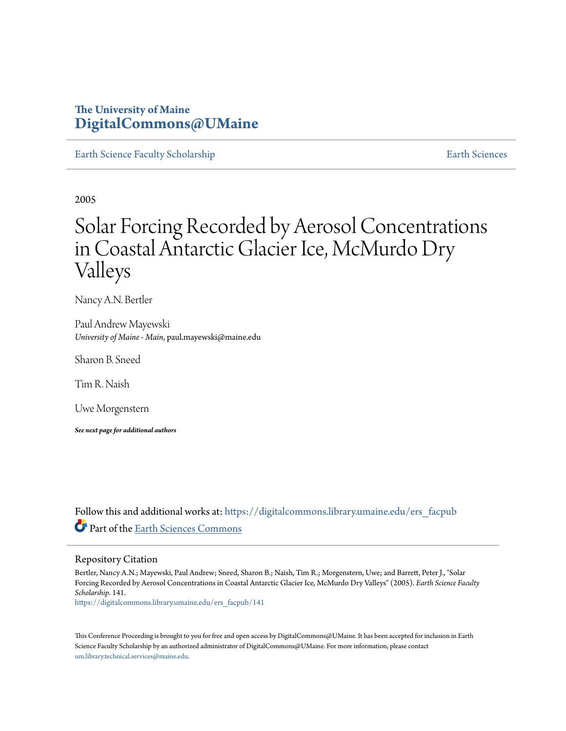The University of Maine
**DigitalCommons@UMaine**

Earth Science Faculty Scholarship — Earth Sciences

2005

# Solar Forcing Recorded by Aerosol Concentrations in Coastal Antarctic Glacier Ice, McMurdo Dry Valleys

Nancy A.N. Bertler

Paul Andrew Mayewski
*University of Maine - Main*, paul.mayewski@maine.edu

Sharon B. Sneed

Tim R. Naish

Uwe Morgenstern

***See next page for additional authors***

Follow this and additional works at: https://digitalcommons.library.umaine.edu/ers_facpub

Part of the Earth Sciences Commons

## Repository Citation

Bertler, Nancy A.N.; Mayewski, Paul Andrew; Sneed, Sharon B.; Naish, Tim R.; Morgenstern, Uwe; and Barrett, Peter J., "Solar Forcing Recorded by Aerosol Concentrations in Coastal Antarctic Glacier Ice, McMurdo Dry Valleys" (2005). *Earth Science Faculty Scholarship*. 141.
https://digitalcommons.library.umaine.edu/ers_facpub/141

This Conference Proceeding is brought to you for free and open access by DigitalCommons@UMaine. It has been accepted for inclusion in Earth Science Faculty Scholarship by an authorized administrator of DigitalCommons@UMaine. For more information, please contact um.library.technical.services@maine.edu.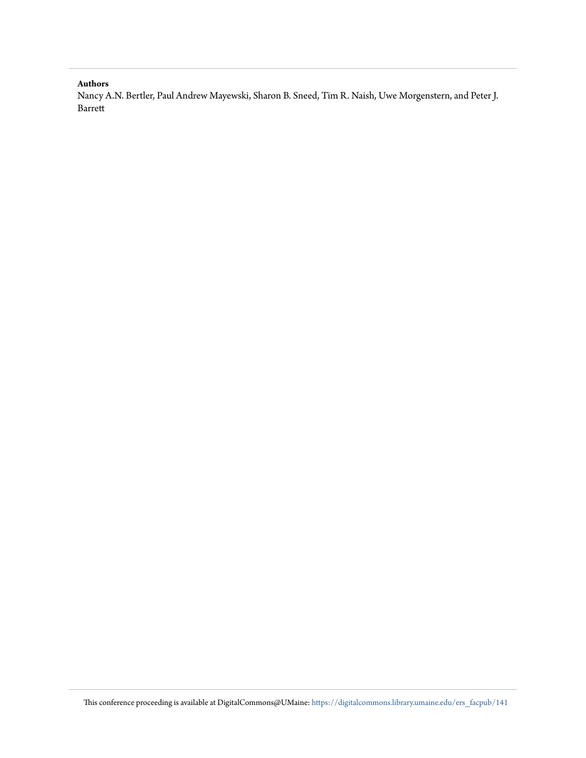**Authors**

Nancy A.N. Bertler, Paul Andrew Mayewski, Sharon B. Sneed, Tim R. Naish, Uwe Morgenstern, and Peter J. Barrett

This conference proceeding is available at DigitalCommons@UMaine: https://digitalcommons.library.umaine.edu/ers_facpub/141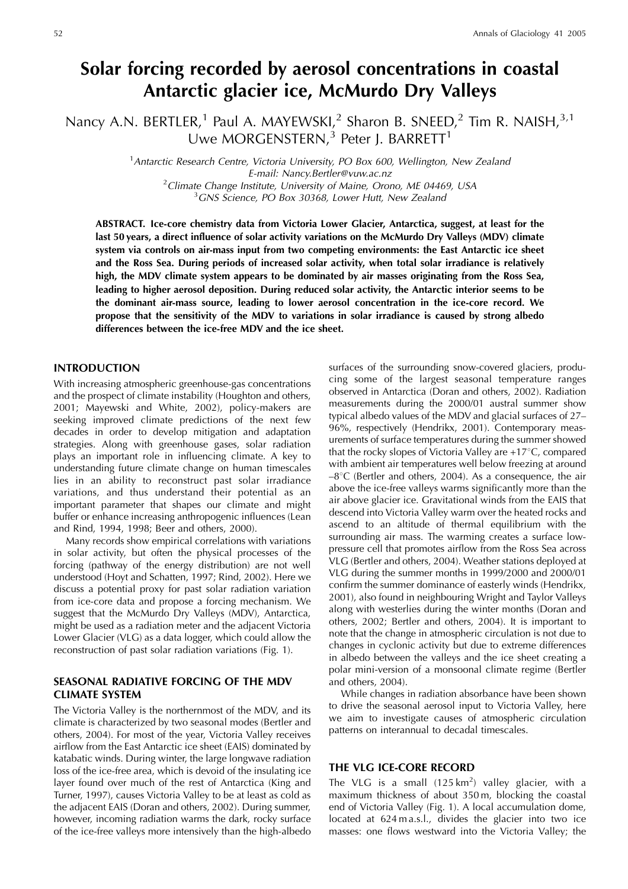# Solar forcing recorded by aerosol concentrations in coastal Antarctic glacier ice, McMurdo Dry Valleys

Nancy A.N. BERTLER,[1] Paul A. MAYEWSKI,[2] Sharon B. SNEED,[2] Tim R. NAISH,[3,1] Uwe MORGENSTERN,[3] Peter J. BARRETT[1]

[1]*Antarctic Research Centre, Victoria University, PO Box 600, Wellington, New Zealand*
*E-mail: Nancy.Bertler@vuw.ac.nz*
[2]*Climate Change Institute, University of Maine, Orono, ME 04469, USA*
[3]*GNS Science, PO Box 30368, Lower Hutt, New Zealand*

**ABSTRACT. Ice-core chemistry data from Victoria Lower Glacier, Antarctica, suggest, at least for the last 50 years, a direct influence of solar activity variations on the McMurdo Dry Valleys (MDV) climate system via controls on air-mass input from two competing environments: the East Antarctic ice sheet and the Ross Sea. During periods of increased solar activity, when total solar irradiance is relatively high, the MDV climate system appears to be dominated by air masses originating from the Ross Sea, leading to higher aerosol deposition. During reduced solar activity, the Antarctic interior seems to be the dominant air-mass source, leading to lower aerosol concentration in the ice-core record. We propose that the sensitivity of the MDV to variations in solar irradiance is caused by strong albedo differences between the ice-free MDV and the ice sheet.**

## INTRODUCTION

With increasing atmospheric greenhouse-gas concentrations and the prospect of climate instability (Houghton and others, 2001; Mayewski and White, 2002), policy-makers are seeking improved climate predictions of the next few decades in order to develop mitigation and adaptation strategies. Along with greenhouse gases, solar radiation plays an important role in influencing climate. A key to understanding future climate change on human timescales lies in an ability to reconstruct past solar irradiance variations, and thus understand their potential as an important parameter that shapes our climate and might buffer or enhance increasing anthropogenic influences (Lean and Rind, 1994, 1998; Beer and others, 2000).

Many records show empirical correlations with variations in solar activity, but often the physical processes of the forcing (pathway of the energy distribution) are not well understood (Hoyt and Schatten, 1997; Rind, 2002). Here we discuss a potential proxy for past solar radiation variation from ice-core data and propose a forcing mechanism. We suggest that the McMurdo Dry Valleys (MDV), Antarctica, might be used as a radiation meter and the adjacent Victoria Lower Glacier (VLG) as a data logger, which could allow the reconstruction of past solar radiation variations (Fig. 1).

## SEASONAL RADIATIVE FORCING OF THE MDV CLIMATE SYSTEM

The Victoria Valley is the northernmost of the MDV, and its climate is characterized by two seasonal modes (Bertler and others, 2004). For most of the year, Victoria Valley receives airflow from the East Antarctic ice sheet (EAIS) dominated by katabatic winds. During winter, the large longwave radiation loss of the ice-free area, which is devoid of the insulating ice layer found over much of the rest of Antarctica (King and Turner, 1997), causes Victoria Valley to be at least as cold as the adjacent EAIS (Doran and others, 2002). During summer, however, incoming radiation warms the dark, rocky surface of the ice-free valleys more intensively than the high-albedo surfaces of the surrounding snow-covered glaciers, producing some of the largest seasonal temperature ranges observed in Antarctica (Doran and others, 2002). Radiation measurements during the 2000/01 austral summer show typical albedo values of the MDV and glacial surfaces of 27–96%, respectively (Hendrikx, 2001). Contemporary measurements of surface temperatures during the summer showed that the rocky slopes of Victoria Valley are +17°C, compared with ambient air temperatures well below freezing at around –8°C (Bertler and others, 2004). As a consequence, the air above the ice-free valleys warms significantly more than the air above glacier ice. Gravitational winds from the EAIS that descend into Victoria Valley warm over the heated rocks and ascend to an altitude of thermal equilibrium with the surrounding air mass. The warming creates a surface low-pressure cell that promotes airflow from the Ross Sea across VLG (Bertler and others, 2004). Weather stations deployed at VLG during the summer months in 1999/2000 and 2000/01 confirm the summer dominance of easterly winds (Hendrikx, 2001), also found in neighbouring Wright and Taylor Valleys along with westerlies during the winter months (Doran and others, 2002; Bertler and others, 2004). It is important to note that the change in atmospheric circulation is not due to changes in cyclonic activity but due to extreme differences in albedo between the valleys and the ice sheet creating a polar mini-version of a monsoonal climate regime (Bertler and others, 2004).

While changes in radiation absorbance have been shown to drive the seasonal aerosol input to Victoria Valley, here we aim to investigate causes of atmospheric circulation patterns on interannual to decadal timescales.

## THE VLG ICE-CORE RECORD

The VLG is a small (125 km$^2$) valley glacier, with a maximum thickness of about 350 m, blocking the coastal end of Victoria Valley (Fig. 1). A local accumulation dome, located at 624 m a.s.l., divides the glacier into two ice masses: one flows westward into the Victoria Valley; the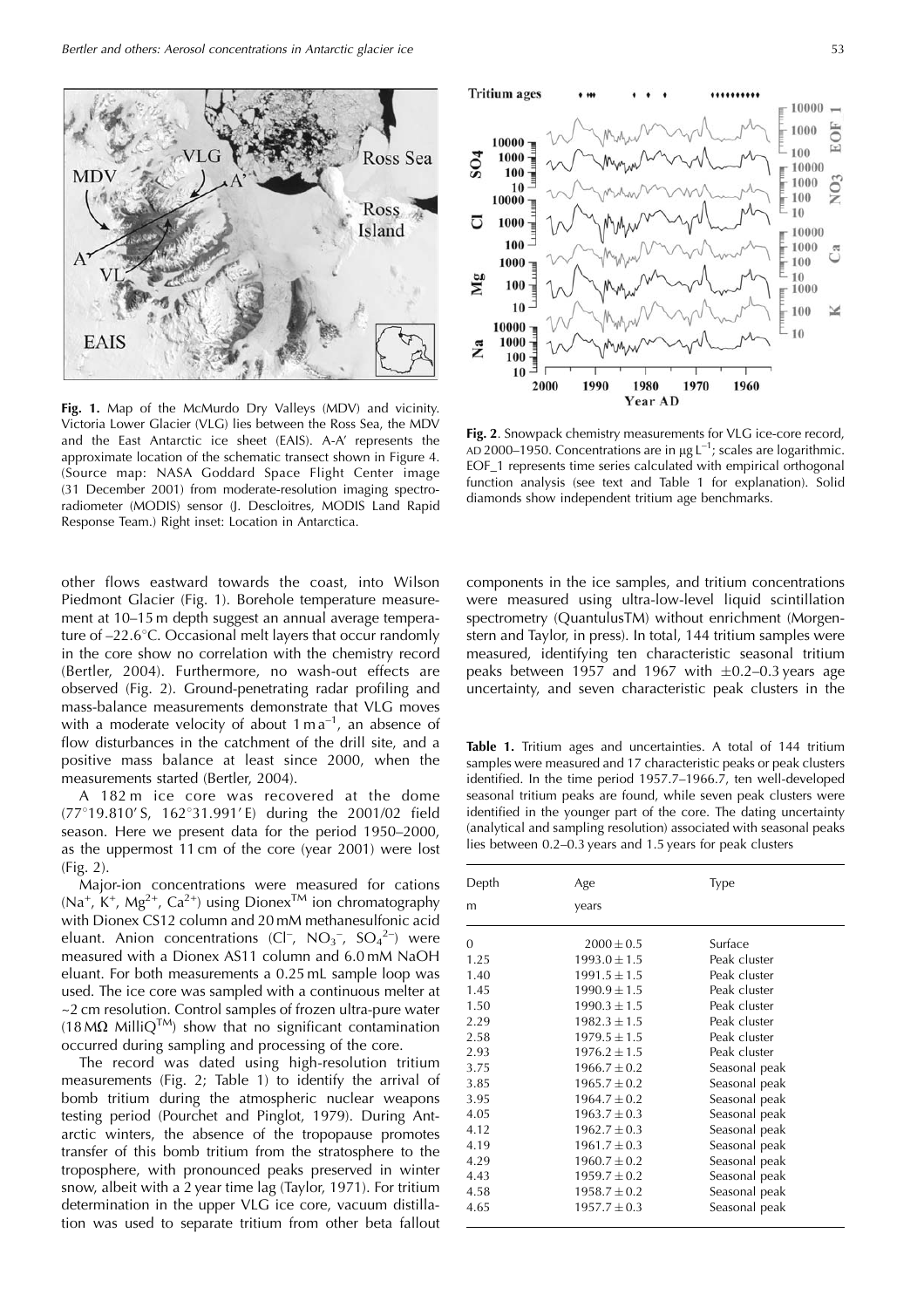**Fig. 1.** Map of the McMurdo Dry Valleys (MDV) and vicinity. Victoria Lower Glacier (VLG) lies between the Ross Sea, the MDV and the East Antarctic ice sheet (EAIS). A-A′ represents the approximate location of the schematic transect shown in Figure 4. (Source map: NASA Goddard Space Flight Center image (31 December 2001) from moderate-resolution imaging spectroradiometer (MODIS) sensor (J. Descloitres, MODIS Land Rapid Response Team.) Right inset: Location in Antarctica.

**Fig. 2**. Snowpack chemistry measurements for VLG ice-core record, AD 2000–1950. Concentrations are in μg L$^{-1}$; scales are logarithmic. EOF_1 represents time series calculated with empirical orthogonal function analysis (see text and Table 1 for explanation). Solid diamonds show independent tritium age benchmarks.

other flows eastward towards the coast, into Wilson Piedmont Glacier (Fig. 1). Borehole temperature measurement at 10–15 m depth suggest an annual average temperature of –22.6°C. Occasional melt layers that occur randomly in the core show no correlation with the chemistry record (Bertler, 2004). Furthermore, no wash-out effects are observed (Fig. 2). Ground-penetrating radar profiling and mass-balance measurements demonstrate that VLG moves with a moderate velocity of about 1 m a$^{-1}$, an absence of flow disturbances in the catchment of the drill site, and a positive mass balance at least since 2000, when the measurements started (Bertler, 2004).

A 182 m ice core was recovered at the dome (77°19.810′ S, 162°31.991′ E) during the 2001/02 field season. Here we present data for the period 1950–2000, as the uppermost 11 cm of the core (year 2001) were lost (Fig. 2).

Major-ion concentrations were measured for cations ($Na^+$, $K^+$, $Mg^{2+}$, $Ca^{2+}$) using Dionex™ ion chromatography with Dionex CS12 column and 20 mM methanesulfonic acid eluant. Anion concentrations ($Cl^-$, $NO_3^-$, $SO_4^{2-}$) were measured with a Dionex AS11 column and 6.0 mM NaOH eluant. For both measurements a 0.25 mL sample loop was used. The ice core was sampled with a continuous melter at ~2 cm resolution. Control samples of frozen ultra-pure water (18 MΩ MilliQ™) show that no significant contamination occurred during sampling and processing of the core.

The record was dated using high-resolution tritium measurements (Fig. 2; Table 1) to identify the arrival of bomb tritium during the atmospheric nuclear weapons testing period (Pourchet and Pinglot, 1979). During Antarctic winters, the absence of the tropopause promotes transfer of this bomb tritium from the stratosphere to the troposphere, with pronounced peaks preserved in winter snow, albeit with a 2 year time lag (Taylor, 1971). For tritium determination in the upper VLG ice core, vacuum distillation was used to separate tritium from other beta fallout components in the ice samples, and tritium concentrations were measured using ultra-low-level liquid scintillation spectrometry (QuantulusTM) without enrichment (Morgenstern and Taylor, in press). In total, 144 tritium samples were measured, identifying ten characteristic seasonal tritium peaks between 1957 and 1967 with ±0.2–0.3 years age uncertainty, and seven characteristic peak clusters in the

**Table 1.** Tritium ages and uncertainties. A total of 144 tritium samples were measured and 17 characteristic peaks or peak clusters identified. In the time period 1957.7–1966.7, ten well-developed seasonal tritium peaks are found, while seven peak clusters were identified in the younger part of the core. The dating uncertainty (analytical and sampling resolution) associated with seasonal peaks lies between 0.2–0.3 years and 1.5 years for peak clusters

| Depth (m) | Age (years) | Type |
|---|---|---|
| 0 | 2000 ± 0.5 | Surface |
| 1.25 | 1993.0 ± 1.5 | Peak cluster |
| 1.40 | 1991.5 ± 1.5 | Peak cluster |
| 1.45 | 1990.9 ± 1.5 | Peak cluster |
| 1.50 | 1990.3 ± 1.5 | Peak cluster |
| 2.29 | 1982.3 ± 1.5 | Peak cluster |
| 2.58 | 1979.5 ± 1.5 | Peak cluster |
| 2.93 | 1976.2 ± 1.5 | Peak cluster |
| 3.75 | 1966.7 ± 0.2 | Seasonal peak |
| 3.85 | 1965.7 ± 0.2 | Seasonal peak |
| 3.95 | 1964.7 ± 0.2 | Seasonal peak |
| 4.05 | 1963.7 ± 0.3 | Seasonal peak |
| 4.12 | 1962.7 ± 0.3 | Seasonal peak |
| 4.19 | 1961.7 ± 0.3 | Seasonal peak |
| 4.29 | 1960.7 ± 0.2 | Seasonal peak |
| 4.43 | 1959.7 ± 0.2 | Seasonal peak |
| 4.58 | 1958.7 ± 0.2 | Seasonal peak |
| 4.65 | 1957.7 ± 0.3 | Seasonal peak |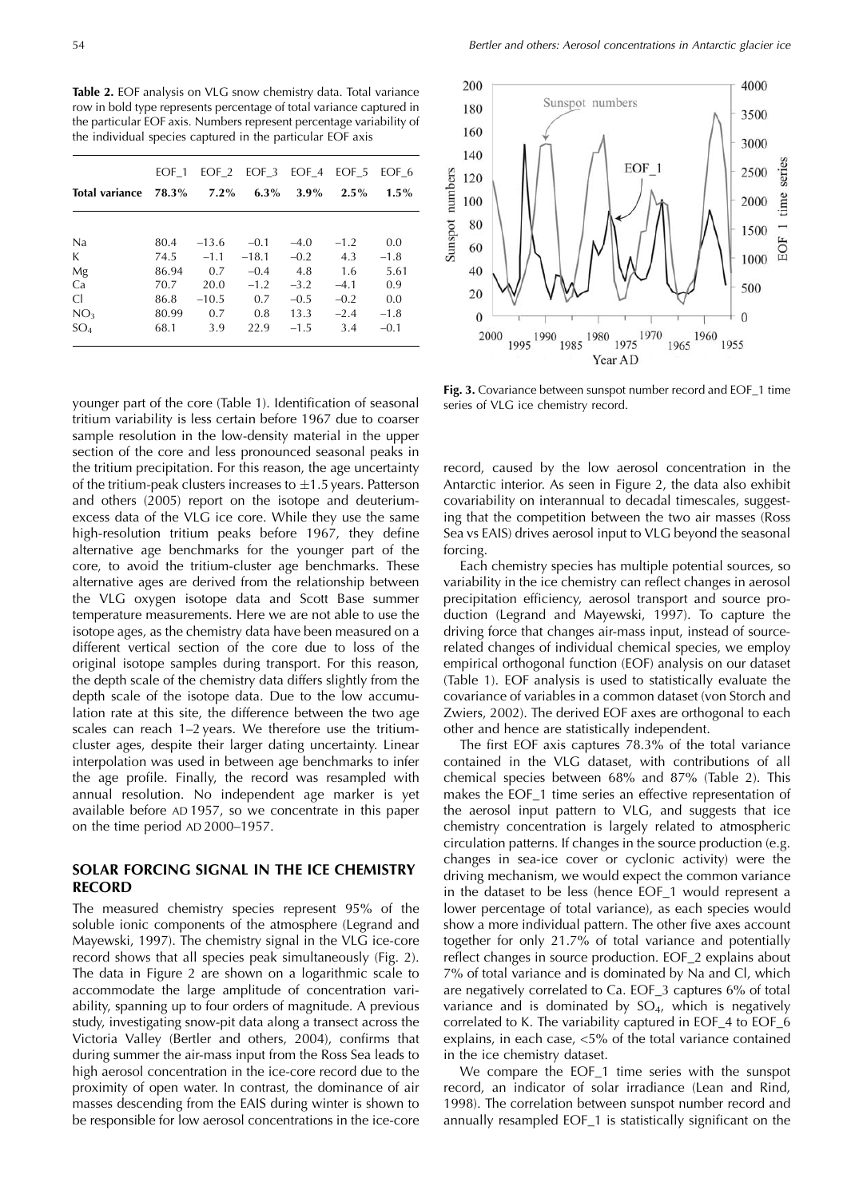**Table 2.** EOF analysis on VLG snow chemistry data. Total variance row in bold type represents percentage of total variance captured in the particular EOF axis. Numbers represent percentage variability of the individual species captured in the particular EOF axis

| | EOF_1 | EOF_2 | EOF_3 | EOF_4 | EOF_5 | EOF_6 |
|---|---|---|---|---|---|---|
| **Total variance** | **78.3%** | **7.2%** | **6.3%** | **3.9%** | **2.5%** | **1.5%** |
| Na | 80.4 | –13.6 | –0.1 | –4.0 | –1.2 | 0.0 |
| K | 74.5 | –1.1 | –18.1 | –0.2 | 4.3 | –1.8 |
| Mg | 86.94 | 0.7 | –0.4 | 4.8 | 1.6 | 5.61 |
| Ca | 70.7 | 20.0 | –1.2 | –3.2 | –4.1 | 0.9 |
| Cl | 86.8 | –10.5 | 0.7 | –0.5 | –0.2 | 0.0 |
| $NO_3$ | 80.99 | 0.7 | 0.8 | 13.3 | –2.4 | –1.8 |
| $SO_4$ | 68.1 | 3.9 | 22.9 | –1.5 | 3.4 | –0.1 |

younger part of the core (Table 1). Identification of seasonal tritium variability is less certain before 1967 due to coarser sample resolution in the low-density material in the upper section of the core and less pronounced seasonal peaks in the tritium precipitation. For this reason, the age uncertainty of the tritium-peak clusters increases to ±1.5 years. Patterson and others (2005) report on the isotope and deuterium-excess data of the VLG ice core. While they use the same high-resolution tritium peaks before 1967, they define alternative age benchmarks for the younger part of the core, to avoid the tritium-cluster age benchmarks. These alternative ages are derived from the relationship between the VLG oxygen isotope data and Scott Base summer temperature measurements. Here we are not able to use the isotope ages, as the chemistry data have been measured on a different vertical section of the core due to loss of the original isotope samples during transport. For this reason, the depth scale of the chemistry data differs slightly from the depth scale of the isotope data. Due to the low accumulation rate at this site, the difference between the two age scales can reach 1–2 years. We therefore use the tritium-cluster ages, despite their larger dating uncertainty. Linear interpolation was used in between age benchmarks to infer the age profile. Finally, the record was resampled with annual resolution. No independent age marker is yet available before AD 1957, so we concentrate in this paper on the time period AD 2000–1957.

## SOLAR FORCING SIGNAL IN THE ICE CHEMISTRY RECORD

The measured chemistry species represent 95% of the soluble ionic components of the atmosphere (Legrand and Mayewski, 1997). The chemistry signal in the VLG ice-core record shows that all species peak simultaneously (Fig. 2). The data in Figure 2 are shown on a logarithmic scale to accommodate the large amplitude of concentration variability, spanning up to four orders of magnitude. A previous study, investigating snow-pit data along a transect across the Victoria Valley (Bertler and others, 2004), confirms that during summer the air-mass input from the Ross Sea leads to high aerosol concentration in the ice-core record due to the proximity of open water. In contrast, the dominance of air masses descending from the EAIS during winter is shown to be responsible for low aerosol concentrations in the ice-core

**Fig. 3.** Covariance between sunspot number record and EOF_1 time series of VLG ice chemistry record.

record, caused by the low aerosol concentration in the Antarctic interior. As seen in Figure 2, the data also exhibit covariability on interannual to decadal timescales, suggesting that the competition between the two air masses (Ross Sea vs EAIS) drives aerosol input to VLG beyond the seasonal forcing.

Each chemistry species has multiple potential sources, so variability in the ice chemistry can reflect changes in aerosol precipitation efficiency, aerosol transport and source production (Legrand and Mayewski, 1997). To capture the driving force that changes air-mass input, instead of source-related changes of individual chemical species, we employ empirical orthogonal function (EOF) analysis on our dataset (Table 1). EOF analysis is used to statistically evaluate the covariance of variables in a common dataset (von Storch and Zwiers, 2002). The derived EOF axes are orthogonal to each other and hence are statistically independent.

The first EOF axis captures 78.3% of the total variance contained in the VLG dataset, with contributions of all chemical species between 68% and 87% (Table 2). This makes the EOF_1 time series an effective representation of the aerosol input pattern to VLG, and suggests that ice chemistry concentration is largely related to atmospheric circulation patterns. If changes in the source production (e.g. changes in sea-ice cover or cyclonic activity) were the driving mechanism, we would expect the common variance in the dataset to be less (hence EOF_1 would represent a lower percentage of total variance), as each species would show a more individual pattern. The other five axes account together for only 21.7% of total variance and potentially reflect changes in source production. EOF_2 explains about 7% of total variance and is dominated by Na and Cl, which are negatively correlated to Ca. EOF_3 captures 6% of total variance and is dominated by $SO_4$, which is negatively correlated to K. The variability captured in EOF_4 to EOF_6 explains, in each case, <5% of the total variance contained in the ice chemistry dataset.

We compare the EOF_1 time series with the sunspot record, an indicator of solar irradiance (Lean and Rind, 1998). The correlation between sunspot number record and annually resampled EOF_1 is statistically significant on the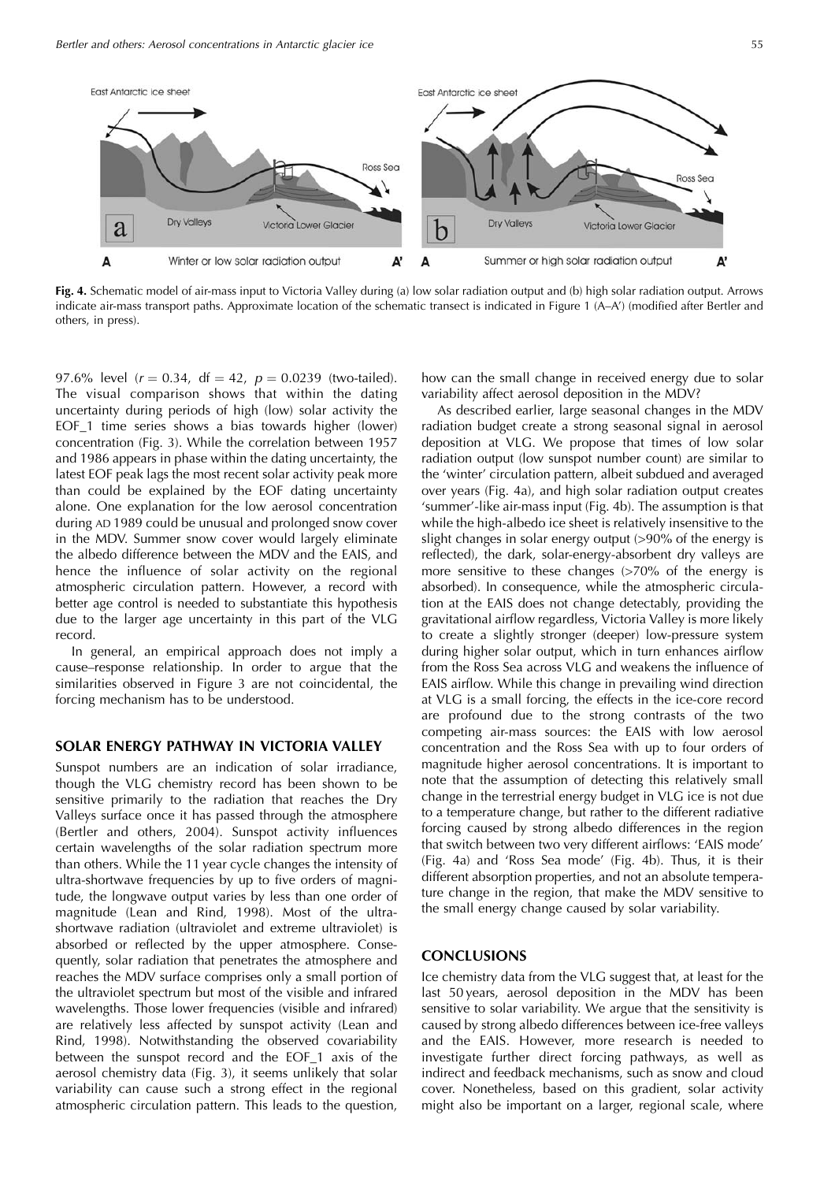**Fig. 4.** Schematic model of air-mass input to Victoria Valley during (a) low solar radiation output and (b) high solar radiation output. Arrows indicate air-mass transport paths. Approximate location of the schematic transect is indicated in Figure 1 (A–A′) (modified after Bertler and others, in press).

97.6% level ($r = 0.34$, df $= 42$, $p = 0.0239$ (two-tailed). The visual comparison shows that within the dating uncertainty during periods of high (low) solar activity the EOF_1 time series shows a bias towards higher (lower) concentration (Fig. 3). While the correlation between 1957 and 1986 appears in phase within the dating uncertainty, the latest EOF peak lags the most recent solar activity peak more than could be explained by the EOF dating uncertainty alone. One explanation for the low aerosol concentration during AD 1989 could be unusual and prolonged snow cover in the MDV. Summer snow cover would largely eliminate the albedo difference between the MDV and the EAIS, and hence the influence of solar activity on the regional atmospheric circulation pattern. However, a record with better age control is needed to substantiate this hypothesis due to the larger age uncertainty in this part of the VLG record.

In general, an empirical approach does not imply a cause–response relationship. In order to argue that the similarities observed in Figure 3 are not coincidental, the forcing mechanism has to be understood.

## SOLAR ENERGY PATHWAY IN VICTORIA VALLEY

Sunspot numbers are an indication of solar irradiance, though the VLG chemistry record has been shown to be sensitive primarily to the radiation that reaches the Dry Valleys surface once it has passed through the atmosphere (Bertler and others, 2004). Sunspot activity influences certain wavelengths of the solar radiation spectrum more than others. While the 11 year cycle changes the intensity of ultra-shortwave frequencies by up to five orders of magnitude, the longwave output varies by less than one order of magnitude (Lean and Rind, 1998). Most of the ultra-shortwave radiation (ultraviolet and extreme ultraviolet) is absorbed or reflected by the upper atmosphere. Consequently, solar radiation that penetrates the atmosphere and reaches the MDV surface comprises only a small portion of the ultraviolet spectrum but most of the visible and infrared wavelengths. Those lower frequencies (visible and infrared) are relatively less affected by sunspot activity (Lean and Rind, 1998). Notwithstanding the observed covariability between the sunspot record and the EOF_1 axis of the aerosol chemistry data (Fig. 3), it seems unlikely that solar variability can cause such a strong effect in the regional atmospheric circulation pattern. This leads to the question, how can the small change in received energy due to solar variability affect aerosol deposition in the MDV?

As described earlier, large seasonal changes in the MDV radiation budget create a strong seasonal signal in aerosol deposition at VLG. We propose that times of low solar radiation output (low sunspot number count) are similar to the 'winter' circulation pattern, albeit subdued and averaged over years (Fig. 4a), and high solar radiation output creates 'summer'-like air-mass input (Fig. 4b). The assumption is that while the high-albedo ice sheet is relatively insensitive to the slight changes in solar energy output (>90% of the energy is reflected), the dark, solar-energy-absorbent dry valleys are more sensitive to these changes (>70% of the energy is absorbed). In consequence, while the atmospheric circulation at the EAIS does not change detectably, providing the gravitational airflow regardless, Victoria Valley is more likely to create a slightly stronger (deeper) low-pressure system during higher solar output, which in turn enhances airflow from the Ross Sea across VLG and weakens the influence of EAIS airflow. While this change in prevailing wind direction at VLG is a small forcing, the effects in the ice-core record are profound due to the strong contrasts of the two competing air-mass sources: the EAIS with low aerosol concentration and the Ross Sea with up to four orders of magnitude higher aerosol concentrations. It is important to note that the assumption of detecting this relatively small change in the terrestrial energy budget in VLG ice is not due to a temperature change, but rather to the different radiative forcing caused by strong albedo differences in the region that switch between two very different airflows: 'EAIS mode' (Fig. 4a) and 'Ross Sea mode' (Fig. 4b). Thus, it is their different absorption properties, and not an absolute temperature change in the region, that make the MDV sensitive to the small energy change caused by solar variability.

## CONCLUSIONS

Ice chemistry data from the VLG suggest that, at least for the last 50 years, aerosol deposition in the MDV has been sensitive to solar variability. We argue that the sensitivity is caused by strong albedo differences between ice-free valleys and the EAIS. However, more research is needed to investigate further direct forcing pathways, as well as indirect and feedback mechanisms, such as snow and cloud cover. Nonetheless, based on this gradient, solar activity might also be important on a larger, regional scale, where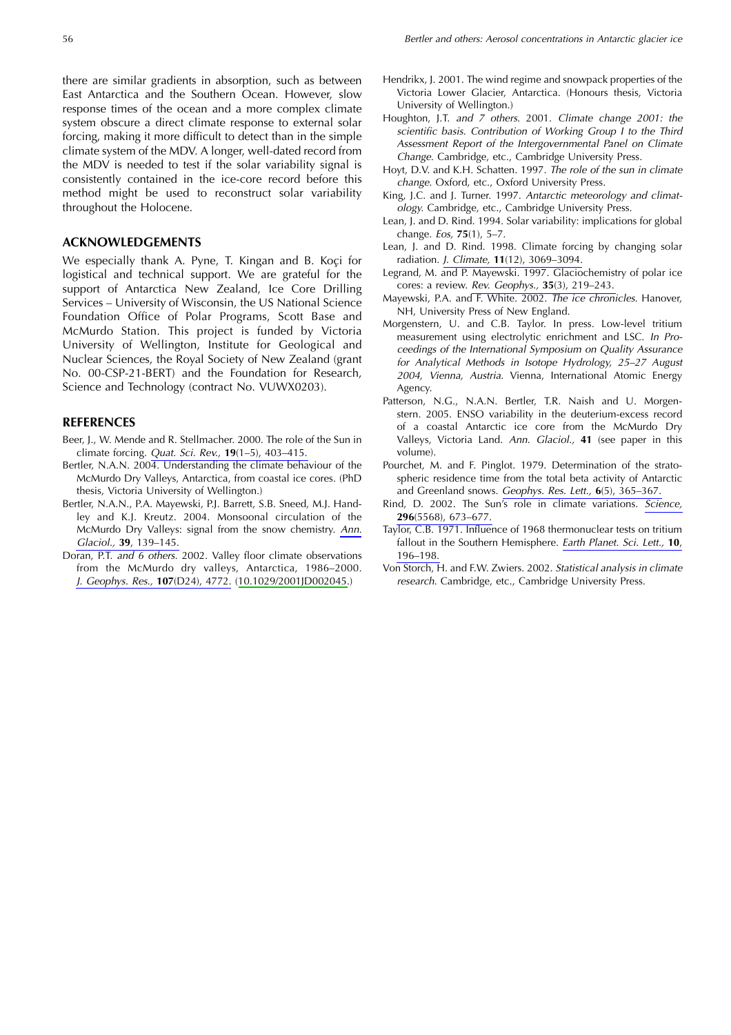there are similar gradients in absorption, such as between East Antarctica and the Southern Ocean. However, slow response times of the ocean and a more complex climate system obscure a direct climate response to external solar forcing, making it more difficult to detect than in the simple climate system of the MDV. A longer, well-dated record from the MDV is needed to test if the solar variability signal is consistently contained in the ice-core record before this method might be used to reconstruct solar variability throughout the Holocene.

## ACKNOWLEDGEMENTS

We especially thank A. Pyne, T. Kingan and B. Koçi for logistical and technical support. We are grateful for the support of Antarctica New Zealand, Ice Core Drilling Services – University of Wisconsin, the US National Science Foundation Office of Polar Programs, Scott Base and McMurdo Station. This project is funded by Victoria University of Wellington, Institute for Geological and Nuclear Sciences, the Royal Society of New Zealand (grant No. 00-CSP-21-BERT) and the Foundation for Research, Science and Technology (contract No. VUWX0203).

## REFERENCES

Beer, J., W. Mende and R. Stellmacher. 2000. The role of the Sun in climate forcing. *Quat. Sci. Rev.,* **19**(1–5), 403–415.

Bertler, N.A.N. 2004. Understanding the climate behaviour of the McMurdo Dry Valleys, Antarctica, from coastal ice cores. (PhD thesis, Victoria University of Wellington.)

Bertler, N.A.N., P.A. Mayewski, P.J. Barrett, S.B. Sneed, M.J. Handley and K.J. Kreutz. 2004. Monsoonal circulation of the McMurdo Dry Valleys: signal from the snow chemistry. *Ann. Glaciol.,* **39**, 139–145.

Doran, P.T. *and 6 others.* 2002. Valley floor climate observations from the McMurdo dry valleys, Antarctica, 1986–2000. *J. Geophys. Res.,* **107**(D24), 4772. (10.1029/2001JD002045.)

Hendrikx, J. 2001. The wind regime and snowpack properties of the Victoria Lower Glacier, Antarctica. (Honours thesis, Victoria University of Wellington.)

Houghton, J.T. *and 7 others.* 2001. *Climate change 2001: the scientific basis. Contribution of Working Group I to the Third Assessment Report of the Intergovernmental Panel on Climate Change.* Cambridge, etc., Cambridge University Press.

Hoyt, D.V. and K.H. Schatten. 1997. *The role of the sun in climate change.* Oxford, etc., Oxford University Press.

King, J.C. and J. Turner. 1997. *Antarctic meteorology and climatology.* Cambridge, etc., Cambridge University Press.

Lean, J. and D. Rind. 1994. Solar variability: implications for global change. *Eos,* **75**(1), 5–7.

Lean, J. and D. Rind. 1998. Climate forcing by changing solar radiation. *J. Climate,* **11**(12), 3069–3094.

Legrand, M. and P. Mayewski. 1997. Glaciochemistry of polar ice cores: a review. *Rev. Geophys.,* **35**(3), 219–243.

Mayewski, P.A. and F. White. 2002. *The ice chronicles.* Hanover, NH, University Press of New England.

Morgenstern, U. and C.B. Taylor. In press. Low-level tritium measurement using electrolytic enrichment and LSC. *In Proceedings of the International Symposium on Quality Assurance for Analytical Methods in Isotope Hydrology, 25–27 August 2004, Vienna, Austria.* Vienna, International Atomic Energy Agency.

Patterson, N.G., N.A.N. Bertler, T.R. Naish and U. Morgenstern. 2005. ENSO variability in the deuterium-excess record of a coastal Antarctic ice core from the McMurdo Dry Valleys, Victoria Land. *Ann. Glaciol.,* **41** (see paper in this volume).

Pourchet, M. and F. Pinglot. 1979. Determination of the stratospheric residence time from the total beta activity of Antarctic and Greenland snows. *Geophys. Res. Lett.,* **6**(5), 365–367.

Rind, D. 2002. The Sun's role in climate variations. *Science,* **296**(5568), 673–677.

Taylor, C.B. 1971. Influence of 1968 thermonuclear tests on tritium fallout in the Southern Hemisphere. *Earth Planet. Sci. Lett.,* **10**, 196–198.

Von Storch, H. and F.W. Zwiers. 2002. *Statistical analysis in climate research.* Cambridge, etc., Cambridge University Press.